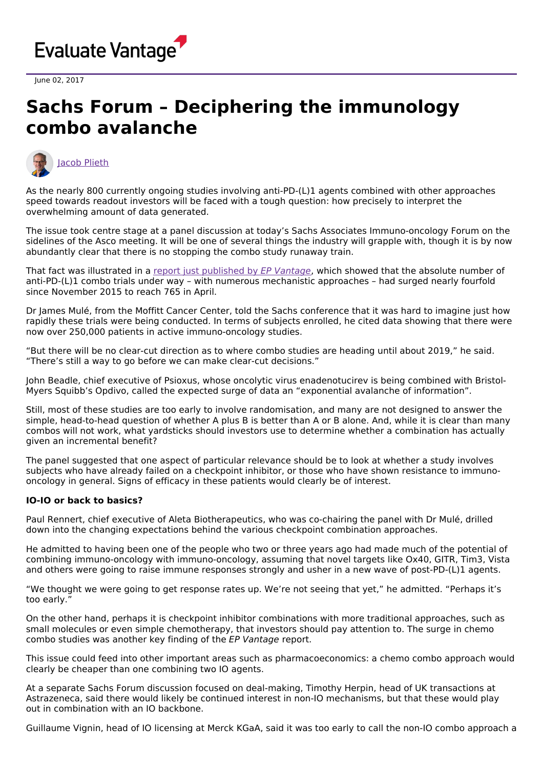Evaluate Vantage

June 02, 2017

# Sachs Forum – Deciphering the immunology combo avalanche

Jacob Plieth

As the nearly 800 currently ongoing studies involving anti-PD-(L)1 agents combined with other approaches speed towards readout investors will be faced with a tough question: how precisely to interpret the overwhelming amount of data generated.

The issue took centre stage at a panel discussion at today's Sachs Associates Immuno-oncology Forum on the sidelines of the Asco meeting. It will be one of several things the industry will grapple with, though it is by now abundantly clear that there is no stopping the combo study runaway train.

That fact was illustrated in a report just published by *EP Vantage*, which showed that the absolute number of anti-PD-(L)1 combo trials under way – with numerous mechanistic approaches – had surged nearly fourfold since November 2015 to reach 765 in April.

Dr James Mulé, from the Moffitt Cancer Center, told the Sachs conference that it was hard to imagine just how rapidly these trials were being conducted. In terms of subjects enrolled, he cited data showing that there were now over 250,000 patients in active immuno-oncology studies.

"But there will be no clear-cut direction as to where combo studies are heading until about 2019," he said. "There's still a way to go before we can make clear-cut decisions."

John Beadle, chief executive of Psioxus, whose oncolytic virus enadenotucirev is being combined with Bristol-Myers Squibb's Opdivo, called the expected surge of data an "exponential avalanche of information".

Still, most of these studies are too early to involve randomisation, and many are not designed to answer the simple, head-to-head question of whether A plus B is better than A or B alone. And, while it is clear than many combos will not work, what yardsticks should investors use to determine whether a combination has actually given an incremental benefit?

The panel suggested that one aspect of particular relevance should be to look at whether a study involves subjects who have already failed on a checkpoint inhibitor, or those who have shown resistance to immuno-oncology in general. Signs of efficacy in these patients would clearly be of interest.

**IO-IO or back to basics?**

Paul Rennert, chief executive of Aleta Biotherapeutics, who was co-chairing the panel with Dr Mulé, drilled down into the changing expectations behind the various checkpoint combination approaches.

He admitted to having been one of the people who two or three years ago had made much of the potential of combining immuno-oncology with immuno-oncology, assuming that novel targets like Ox40, GITR, Tim3, Vista and others were going to raise immune responses strongly and usher in a new wave of post-PD-(L)1 agents.

"We thought we were going to get response rates up. We're not seeing that yet," he admitted. "Perhaps it's too early."

On the other hand, perhaps it is checkpoint inhibitor combinations with more traditional approaches, such as small molecules or even simple chemotherapy, that investors should pay attention to. The surge in chemo combo studies was another key finding of the *EP Vantage* report.

This issue could feed into other important areas such as pharmacoeconomics: a chemo combo approach would clearly be cheaper than one combining two IO agents.

At a separate Sachs Forum discussion focused on deal-making, Timothy Herpin, head of UK transactions at Astrazeneca, said there would likely be continued interest in non-IO mechanisms, but that these would play out in combination with an IO backbone.

Guillaume Vignin, head of IO licensing at Merck KGaA, said it was too early to call the non-IO combo approach a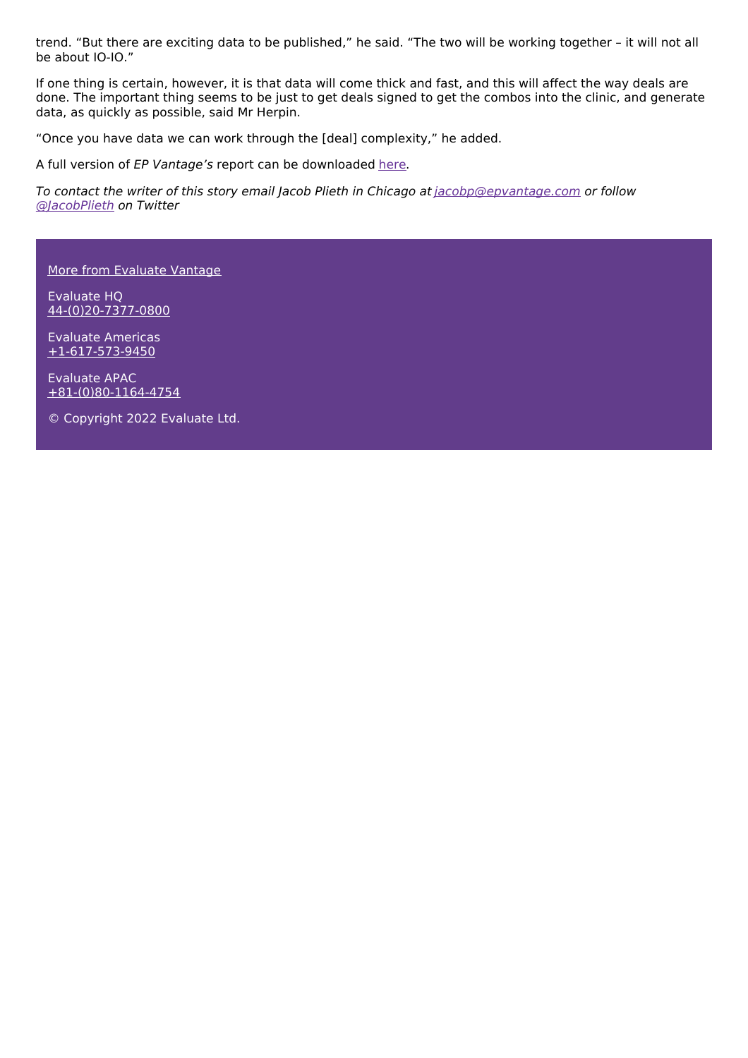trend. “But there are exciting data to be published,” he said. “The two will be working together – it will not all be about IO-IO.”

If one thing is certain, however, it is that data will come thick and fast, and this will affect the way deals are done. The important thing seems to be just to get deals signed to get the combos into the clinic, and generate data, as quickly as possible, said Mr Herpin.

“Once you have data we can work through the [deal] complexity,” he added.

A full version of *EP Vantage’s* report can be downloaded here.

*To contact the writer of this story email Jacob Plieth in Chicago at jacobp@epvantage.com or follow @JacobPlieth on Twitter*

More from Evaluate Vantage

Evaluate HQ
44-(0)20-7377-0800

Evaluate Americas
+1-617-573-9450

Evaluate APAC
+81-(0)80-1164-4754

© Copyright 2022 Evaluate Ltd.